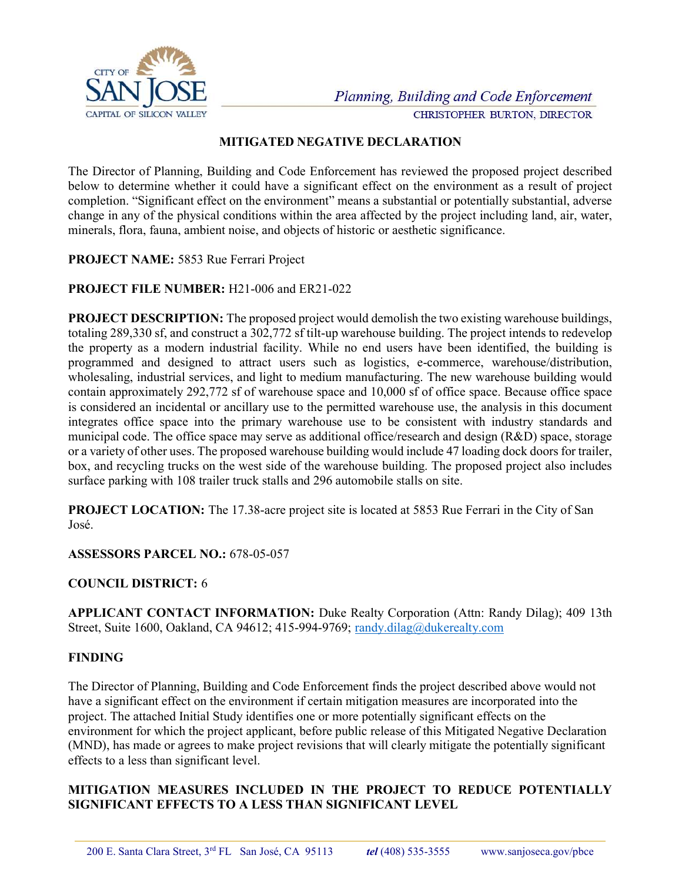# MITIGATED NEGATIVE DECLARATION

The Director of Planning, Building and Code Enforcement has reviewed the proposed project described below to determine whether it could have a significant effect on the environment as a result of project completion. "Significant effect on the environment" means a substantial or potentially substantial, adverse change in any of the physical conditions within the area affected by the project including land, air, water, minerals, flora, fauna, ambient noise, and objects of historic or aesthetic significance.

**PROJECT NAME:** 5853 Rue Ferrari Project

**PROJECT FILE NUMBER:** H21-006 and ER21-022

**PROJECT DESCRIPTION:** The proposed project would demolish the two existing warehouse buildings, totaling 289,330 sf, and construct a 302,772 sf tilt-up warehouse building. The project intends to redevelop the property as a modern industrial facility. While no end users have been identified, the building is programmed and designed to attract users such as logistics, e-commerce, warehouse/distribution, wholesaling, industrial services, and light to medium manufacturing. The new warehouse building would contain approximately 292,772 sf of warehouse space and 10,000 sf of office space. Because office space is considered an incidental or ancillary use to the permitted warehouse use, the analysis in this document integrates office space into the primary warehouse use to be consistent with industry standards and municipal code. The office space may serve as additional office/research and design (R&D) space, storage or a variety of other uses. The proposed warehouse building would include 47 loading dock doors for trailer, box, and recycling trucks on the west side of the warehouse building. The proposed project also includes surface parking with 108 trailer truck stalls and 296 automobile stalls on site.

**PROJECT LOCATION:** The 17.38-acre project site is located at 5853 Rue Ferrari in the City of San José.

**ASSESSORS PARCEL NO.:** 678-05-057

**COUNCIL DISTRICT:** 6

**APPLICANT CONTACT INFORMATION:** Duke Realty Corporation (Attn: Randy Dilag); 409 13th Street, Suite 1600, Oakland, CA 94612; 415-994-9769; randy.dilag@dukerealty.com

## FINDING

The Director of Planning, Building and Code Enforcement finds the project described above would not have a significant effect on the environment if certain mitigation measures are incorporated into the project. The attached Initial Study identifies one or more potentially significant effects on the environment for which the project applicant, before public release of this Mitigated Negative Declaration (MND), has made or agrees to make project revisions that will clearly mitigate the potentially significant effects to a less than significant level.

## MITIGATION MEASURES INCLUDED IN THE PROJECT TO REDUCE POTENTIALLY SIGNIFICANT EFFECTS TO A LESS THAN SIGNIFICANT LEVEL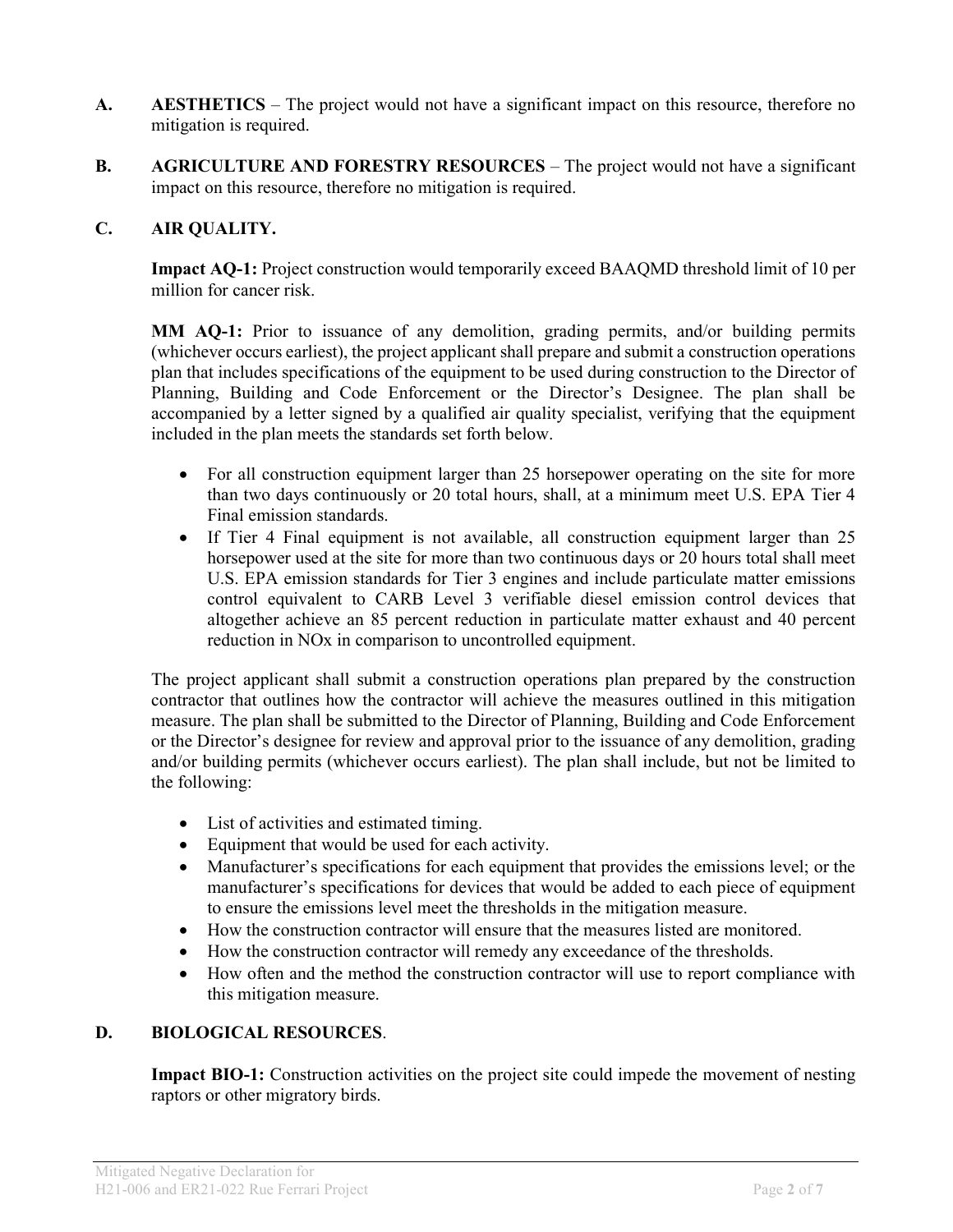**A. AESTHETICS** – The project would not have a significant impact on this resource, therefore no mitigation is required.

**B. AGRICULTURE AND FORESTRY RESOURCES** – The project would not have a significant impact on this resource, therefore no mitigation is required.

**C. AIR QUALITY.**

**Impact AQ-1:** Project construction would temporarily exceed BAAQMD threshold limit of 10 per million for cancer risk.

**MM AQ-1:** Prior to issuance of any demolition, grading permits, and/or building permits (whichever occurs earliest), the project applicant shall prepare and submit a construction operations plan that includes specifications of the equipment to be used during construction to the Director of Planning, Building and Code Enforcement or the Director's Designee. The plan shall be accompanied by a letter signed by a qualified air quality specialist, verifying that the equipment included in the plan meets the standards set forth below.

- For all construction equipment larger than 25 horsepower operating on the site for more than two days continuously or 20 total hours, shall, at a minimum meet U.S. EPA Tier 4 Final emission standards.
- If Tier 4 Final equipment is not available, all construction equipment larger than 25 horsepower used at the site for more than two continuous days or 20 hours total shall meet U.S. EPA emission standards for Tier 3 engines and include particulate matter emissions control equivalent to CARB Level 3 verifiable diesel emission control devices that altogether achieve an 85 percent reduction in particulate matter exhaust and 40 percent reduction in NOx in comparison to uncontrolled equipment.

The project applicant shall submit a construction operations plan prepared by the construction contractor that outlines how the contractor will achieve the measures outlined in this mitigation measure. The plan shall be submitted to the Director of Planning, Building and Code Enforcement or the Director's designee for review and approval prior to the issuance of any demolition, grading and/or building permits (whichever occurs earliest). The plan shall include, but not be limited to the following:

- List of activities and estimated timing.
- Equipment that would be used for each activity.
- Manufacturer's specifications for each equipment that provides the emissions level; or the manufacturer's specifications for devices that would be added to each piece of equipment to ensure the emissions level meet the thresholds in the mitigation measure.
- How the construction contractor will ensure that the measures listed are monitored.
- How the construction contractor will remedy any exceedance of the thresholds.
- How often and the method the construction contractor will use to report compliance with this mitigation measure.

**D. BIOLOGICAL RESOURCES.**

**Impact BIO-1:** Construction activities on the project site could impede the movement of nesting raptors or other migratory birds.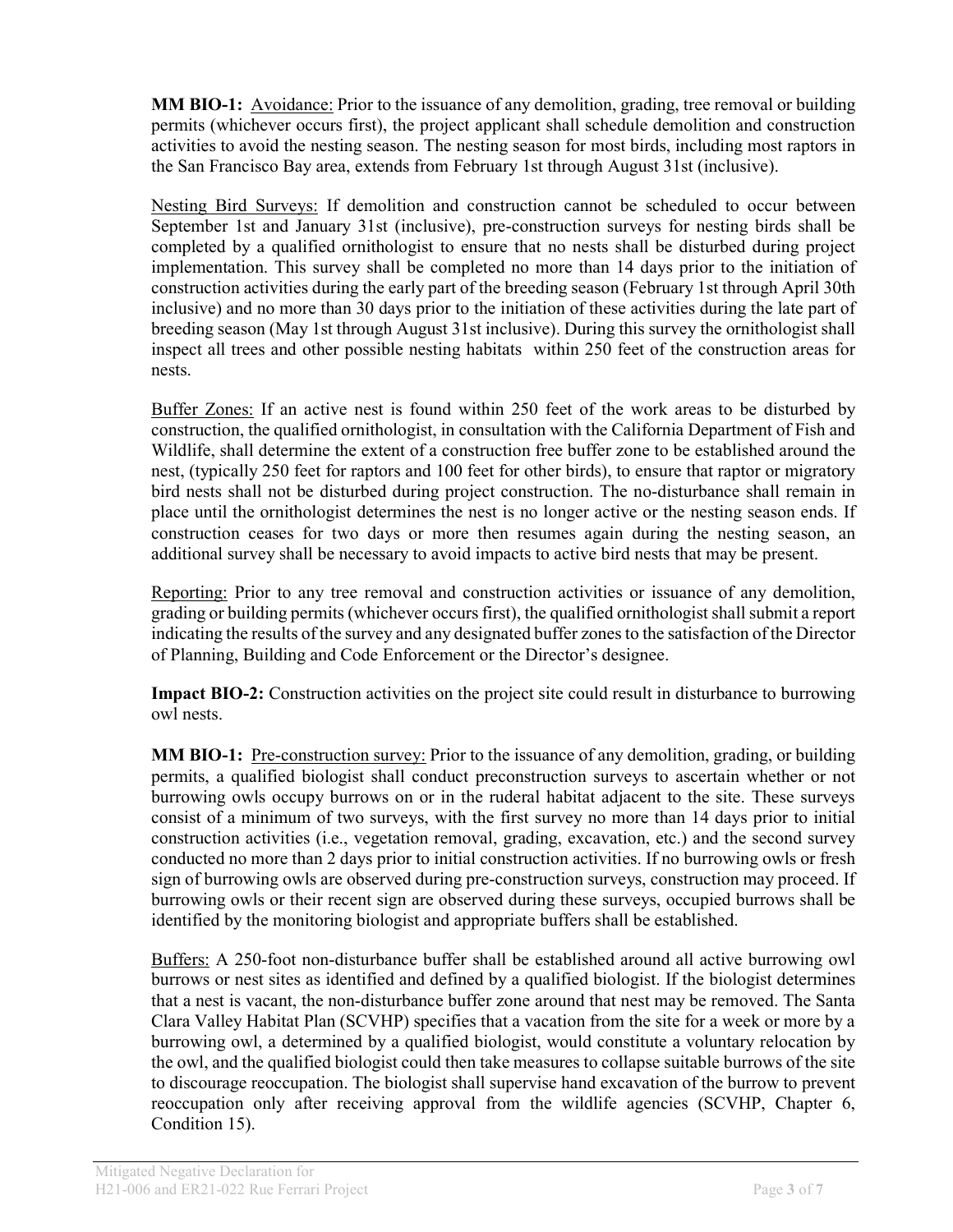**MM BIO-1:** Avoidance: Prior to the issuance of any demolition, grading, tree removal or building permits (whichever occurs first), the project applicant shall schedule demolition and construction activities to avoid the nesting season. The nesting season for most birds, including most raptors in the San Francisco Bay area, extends from February 1st through August 31st (inclusive).

Nesting Bird Surveys: If demolition and construction cannot be scheduled to occur between September 1st and January 31st (inclusive), pre-construction surveys for nesting birds shall be completed by a qualified ornithologist to ensure that no nests shall be disturbed during project implementation. This survey shall be completed no more than 14 days prior to the initiation of construction activities during the early part of the breeding season (February 1st through April 30th inclusive) and no more than 30 days prior to the initiation of these activities during the late part of breeding season (May 1st through August 31st inclusive). During this survey the ornithologist shall inspect all trees and other possible nesting habitats within 250 feet of the construction areas for nests.

Buffer Zones: If an active nest is found within 250 feet of the work areas to be disturbed by construction, the qualified ornithologist, in consultation with the California Department of Fish and Wildlife, shall determine the extent of a construction free buffer zone to be established around the nest, (typically 250 feet for raptors and 100 feet for other birds), to ensure that raptor or migratory bird nests shall not be disturbed during project construction. The no-disturbance shall remain in place until the ornithologist determines the nest is no longer active or the nesting season ends. If construction ceases for two days or more then resumes again during the nesting season, an additional survey shall be necessary to avoid impacts to active bird nests that may be present.

Reporting: Prior to any tree removal and construction activities or issuance of any demolition, grading or building permits (whichever occurs first), the qualified ornithologist shall submit a report indicating the results of the survey and any designated buffer zones to the satisfaction of the Director of Planning, Building and Code Enforcement or the Director's designee.

**Impact BIO-2:** Construction activities on the project site could result in disturbance to burrowing owl nests.

**MM BIO-1:** Pre-construction survey: Prior to the issuance of any demolition, grading, or building permits, a qualified biologist shall conduct preconstruction surveys to ascertain whether or not burrowing owls occupy burrows on or in the ruderal habitat adjacent to the site. These surveys consist of a minimum of two surveys, with the first survey no more than 14 days prior to initial construction activities (i.e., vegetation removal, grading, excavation, etc.) and the second survey conducted no more than 2 days prior to initial construction activities. If no burrowing owls or fresh sign of burrowing owls are observed during pre-construction surveys, construction may proceed. If burrowing owls or their recent sign are observed during these surveys, occupied burrows shall be identified by the monitoring biologist and appropriate buffers shall be established.

Buffers: A 250-foot non-disturbance buffer shall be established around all active burrowing owl burrows or nest sites as identified and defined by a qualified biologist. If the biologist determines that a nest is vacant, the non-disturbance buffer zone around that nest may be removed. The Santa Clara Valley Habitat Plan (SCVHP) specifies that a vacation from the site for a week or more by a burrowing owl, a determined by a qualified biologist, would constitute a voluntary relocation by the owl, and the qualified biologist could then take measures to collapse suitable burrows of the site to discourage reoccupation. The biologist shall supervise hand excavation of the burrow to prevent reoccupation only after receiving approval from the wildlife agencies (SCVHP, Chapter 6, Condition 15).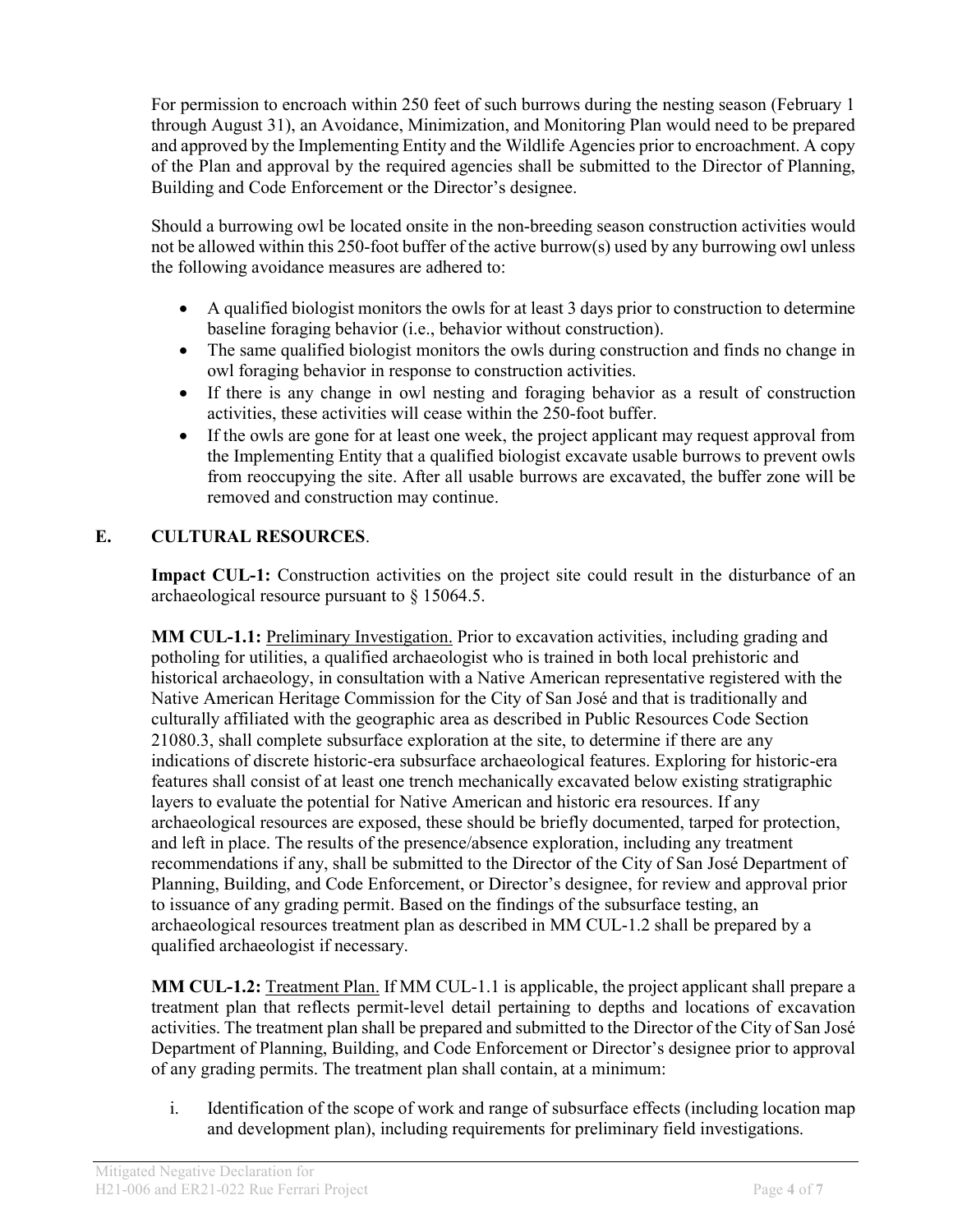For permission to encroach within 250 feet of such burrows during the nesting season (February 1 through August 31), an Avoidance, Minimization, and Monitoring Plan would need to be prepared and approved by the Implementing Entity and the Wildlife Agencies prior to encroachment. A copy of the Plan and approval by the required agencies shall be submitted to the Director of Planning, Building and Code Enforcement or the Director's designee.

Should a burrowing owl be located onsite in the non-breeding season construction activities would not be allowed within this 250-foot buffer of the active burrow(s) used by any burrowing owl unless the following avoidance measures are adhered to:

- A qualified biologist monitors the owls for at least 3 days prior to construction to determine baseline foraging behavior (i.e., behavior without construction).
- The same qualified biologist monitors the owls during construction and finds no change in owl foraging behavior in response to construction activities.
- If there is any change in owl nesting and foraging behavior as a result of construction activities, these activities will cease within the 250-foot buffer.
- If the owls are gone for at least one week, the project applicant may request approval from the Implementing Entity that a qualified biologist excavate usable burrows to prevent owls from reoccupying the site. After all usable burrows are excavated, the buffer zone will be removed and construction may continue.

## E. CULTURAL RESOURCES.

**Impact CUL-1:** Construction activities on the project site could result in the disturbance of an archaeological resource pursuant to § 15064.5.

**MM CUL-1.1:** Preliminary Investigation. Prior to excavation activities, including grading and potholing for utilities, a qualified archaeologist who is trained in both local prehistoric and historical archaeology, in consultation with a Native American representative registered with the Native American Heritage Commission for the City of San José and that is traditionally and culturally affiliated with the geographic area as described in Public Resources Code Section 21080.3, shall complete subsurface exploration at the site, to determine if there are any indications of discrete historic-era subsurface archaeological features. Exploring for historic-era features shall consist of at least one trench mechanically excavated below existing stratigraphic layers to evaluate the potential for Native American and historic era resources. If any archaeological resources are exposed, these should be briefly documented, tarped for protection, and left in place. The results of the presence/absence exploration, including any treatment recommendations if any, shall be submitted to the Director of the City of San José Department of Planning, Building, and Code Enforcement, or Director's designee, for review and approval prior to issuance of any grading permit. Based on the findings of the subsurface testing, an archaeological resources treatment plan as described in MM CUL-1.2 shall be prepared by a qualified archaeologist if necessary.

**MM CUL-1.2:** Treatment Plan. If MM CUL-1.1 is applicable, the project applicant shall prepare a treatment plan that reflects permit-level detail pertaining to depths and locations of excavation activities. The treatment plan shall be prepared and submitted to the Director of the City of San José Department of Planning, Building, and Code Enforcement or Director's designee prior to approval of any grading permits. The treatment plan shall contain, at a minimum:

i. Identification of the scope of work and range of subsurface effects (including location map and development plan), including requirements for preliminary field investigations.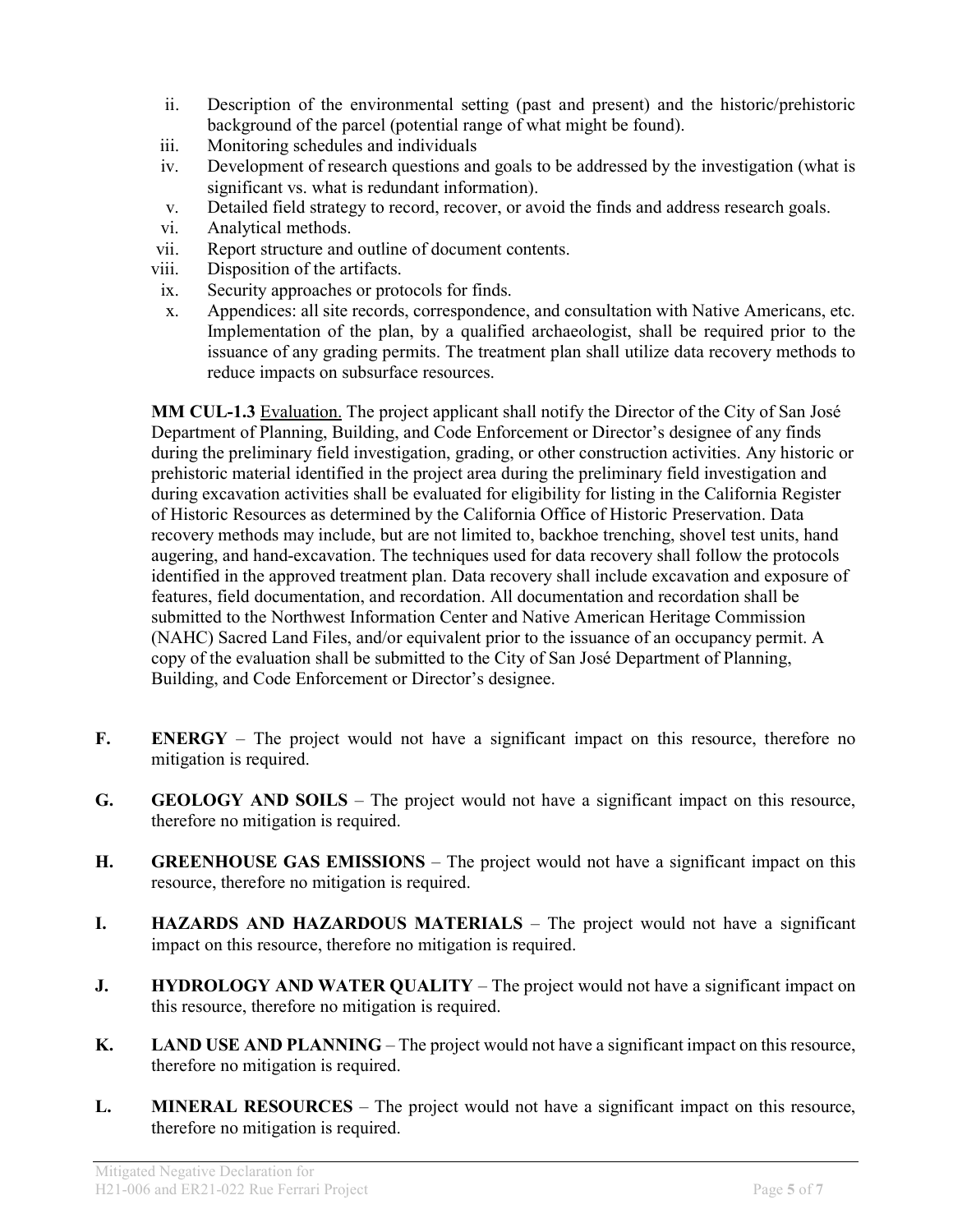ii. Description of the environmental setting (past and present) and the historic/prehistoric background of the parcel (potential range of what might be found).
iii. Monitoring schedules and individuals
iv. Development of research questions and goals to be addressed by the investigation (what is significant vs. what is redundant information).
v. Detailed field strategy to record, recover, or avoid the finds and address research goals.
vi. Analytical methods.
vii. Report structure and outline of document contents.
viii. Disposition of the artifacts.
ix. Security approaches or protocols for finds.
x. Appendices: all site records, correspondence, and consultation with Native Americans, etc. Implementation of the plan, by a qualified archaeologist, shall be required prior to the issuance of any grading permits. The treatment plan shall utilize data recovery methods to reduce impacts on subsurface resources.

**MM CUL-1.3** Evaluation. The project applicant shall notify the Director of the City of San José Department of Planning, Building, and Code Enforcement or Director's designee of any finds during the preliminary field investigation, grading, or other construction activities. Any historic or prehistoric material identified in the project area during the preliminary field investigation and during excavation activities shall be evaluated for eligibility for listing in the California Register of Historic Resources as determined by the California Office of Historic Preservation. Data recovery methods may include, but are not limited to, backhoe trenching, shovel test units, hand augering, and hand-excavation. The techniques used for data recovery shall follow the protocols identified in the approved treatment plan. Data recovery shall include excavation and exposure of features, field documentation, and recordation. All documentation and recordation shall be submitted to the Northwest Information Center and Native American Heritage Commission (NAHC) Sacred Land Files, and/or equivalent prior to the issuance of an occupancy permit. A copy of the evaluation shall be submitted to the City of San José Department of Planning, Building, and Code Enforcement or Director's designee.

**F. ENERGY** – The project would not have a significant impact on this resource, therefore no mitigation is required.

**G. GEOLOGY AND SOILS** – The project would not have a significant impact on this resource, therefore no mitigation is required.

**H. GREENHOUSE GAS EMISSIONS** – The project would not have a significant impact on this resource, therefore no mitigation is required.

**I. HAZARDS AND HAZARDOUS MATERIALS** – The project would not have a significant impact on this resource, therefore no mitigation is required.

**J. HYDROLOGY AND WATER QUALITY** – The project would not have a significant impact on this resource, therefore no mitigation is required.

**K. LAND USE AND PLANNING** – The project would not have a significant impact on this resource, therefore no mitigation is required.

**L. MINERAL RESOURCES** – The project would not have a significant impact on this resource, therefore no mitigation is required.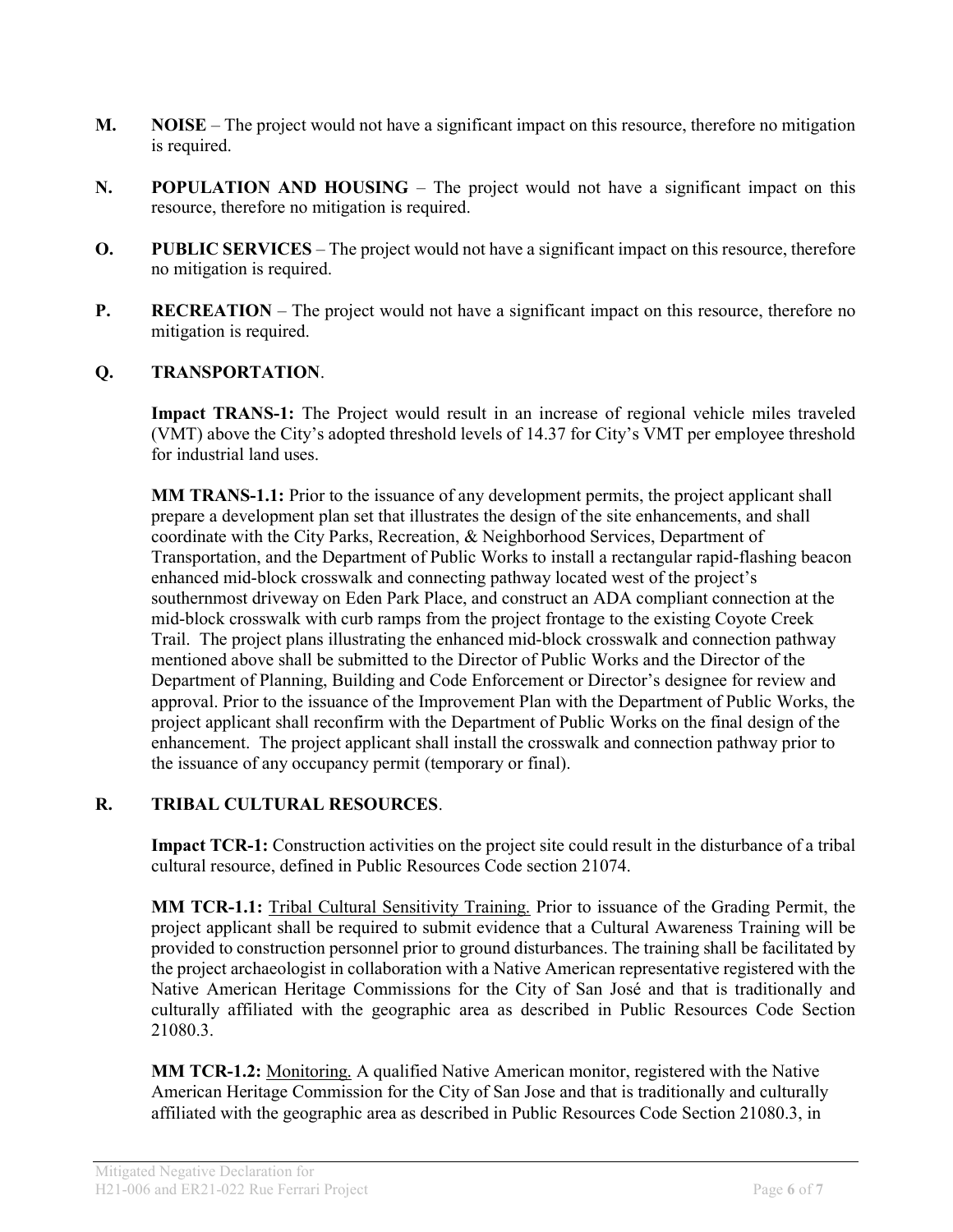**M. NOISE** – The project would not have a significant impact on this resource, therefore no mitigation is required.

**N. POPULATION AND HOUSING** – The project would not have a significant impact on this resource, therefore no mitigation is required.

**O. PUBLIC SERVICES** – The project would not have a significant impact on this resource, therefore no mitigation is required.

**P. RECREATION** – The project would not have a significant impact on this resource, therefore no mitigation is required.

**Q. TRANSPORTATION**.

**Impact TRANS-1:** The Project would result in an increase of regional vehicle miles traveled (VMT) above the City's adopted threshold levels of 14.37 for City's VMT per employee threshold for industrial land uses.

**MM TRANS-1.1:** Prior to the issuance of any development permits, the project applicant shall prepare a development plan set that illustrates the design of the site enhancements, and shall coordinate with the City Parks, Recreation, & Neighborhood Services, Department of Transportation, and the Department of Public Works to install a rectangular rapid-flashing beacon enhanced mid-block crosswalk and connecting pathway located west of the project's southernmost driveway on Eden Park Place, and construct an ADA compliant connection at the mid-block crosswalk with curb ramps from the project frontage to the existing Coyote Creek Trail. The project plans illustrating the enhanced mid-block crosswalk and connection pathway mentioned above shall be submitted to the Director of Public Works and the Director of the Department of Planning, Building and Code Enforcement or Director's designee for review and approval. Prior to the issuance of the Improvement Plan with the Department of Public Works, the project applicant shall reconfirm with the Department of Public Works on the final design of the enhancement. The project applicant shall install the crosswalk and connection pathway prior to the issuance of any occupancy permit (temporary or final).

**R. TRIBAL CULTURAL RESOURCES**.

**Impact TCR-1:** Construction activities on the project site could result in the disturbance of a tribal cultural resource, defined in Public Resources Code section 21074.

**MM TCR-1.1:** Tribal Cultural Sensitivity Training. Prior to issuance of the Grading Permit, the project applicant shall be required to submit evidence that a Cultural Awareness Training will be provided to construction personnel prior to ground disturbances. The training shall be facilitated by the project archaeologist in collaboration with a Native American representative registered with the Native American Heritage Commissions for the City of San José and that is traditionally and culturally affiliated with the geographic area as described in Public Resources Code Section 21080.3.

**MM TCR-1.2:** Monitoring. A qualified Native American monitor, registered with the Native American Heritage Commission for the City of San Jose and that is traditionally and culturally affiliated with the geographic area as described in Public Resources Code Section 21080.3, in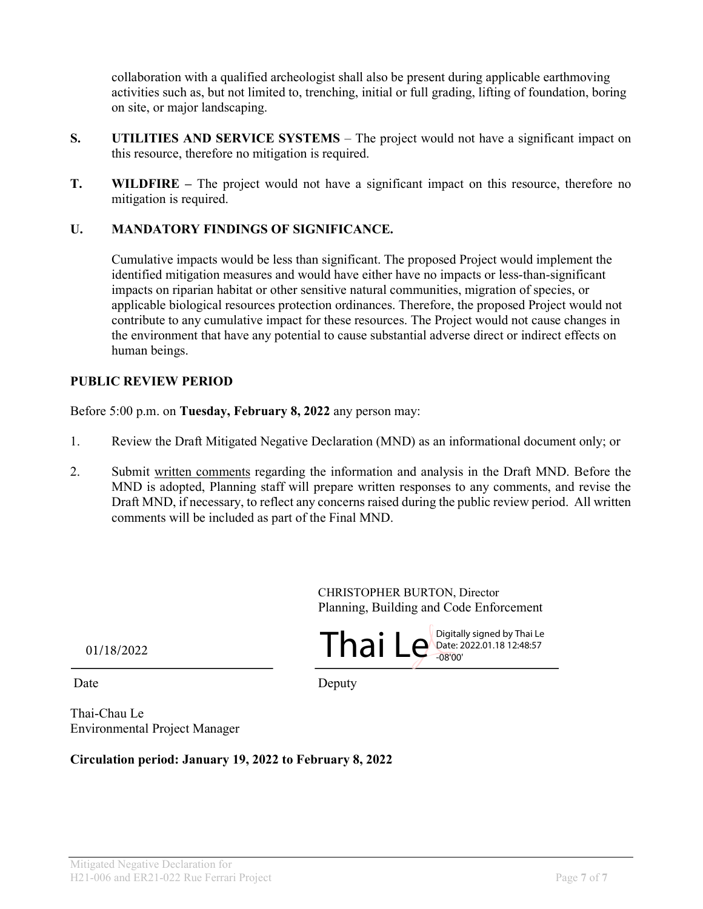collaboration with a qualified archeologist shall also be present during applicable earthmoving activities such as, but not limited to, trenching, initial or full grading, lifting of foundation, boring on site, or major landscaping.

**S. UTILITIES AND SERVICE SYSTEMS** – The project would not have a significant impact on this resource, therefore no mitigation is required.

**T. WILDFIRE –** The project would not have a significant impact on this resource, therefore no mitigation is required.

**U. MANDATORY FINDINGS OF SIGNIFICANCE.**

Cumulative impacts would be less than significant. The proposed Project would implement the identified mitigation measures and would have either have no impacts or less-than-significant impacts on riparian habitat or other sensitive natural communities, migration of species, or applicable biological resources protection ordinances. Therefore, the proposed Project would not contribute to any cumulative impact for these resources. The Project would not cause changes in the environment that have any potential to cause substantial adverse direct or indirect effects on human beings.

**PUBLIC REVIEW PERIOD**

Before 5:00 p.m. on **Tuesday, February 8, 2022** any person may:

1. Review the Draft Mitigated Negative Declaration (MND) as an informational document only; or
2. Submit written comments regarding the information and analysis in the Draft MND. Before the MND is adopted, Planning staff will prepare written responses to any comments, and revise the Draft MND, if necessary, to reflect any concerns raised during the public review period. All written comments will be included as part of the Final MND.

CHRISTOPHER BURTON, Director
Planning, Building and Code Enforcement

01/18/2022

Thai Le — Digitally signed by Thai Le Date: 2022.01.18 12:48:57 -08'00'

Date

Deputy

Thai-Chau Le
Environmental Project Manager

**Circulation period: January 19, 2022 to February 8, 2022**